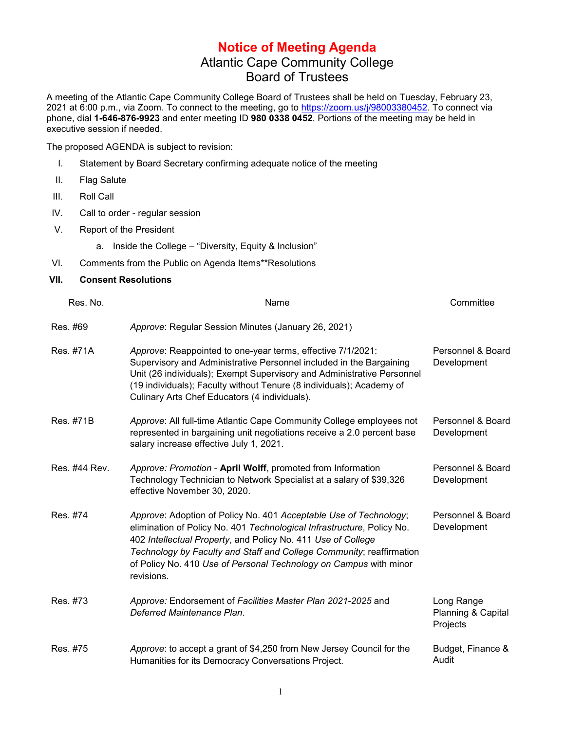# Notice of Meeting Agenda

## Atlantic Cape Community College
## Board of Trustees

A meeting of the Atlantic Cape Community College Board of Trustees shall be held on Tuesday, February 23, 2021 at 6:00 p.m., via Zoom. To connect to the meeting, go to https://zoom.us/j/98003380452. To connect via phone, dial **1-646-876-9923** and enter meeting ID **980 0338 0452**. Portions of the meeting may be held in executive session if needed.

The proposed AGENDA is subject to revision:

I. Statement by Board Secretary confirming adequate notice of the meeting

II. Flag Salute

III. Roll Call

IV. Call to order - regular session

V. Report of the President
   a. Inside the College – "Diversity, Equity & Inclusion"

VI. Comments from the Public on Agenda Items**Resolutions

**VII. Consent Resolutions**

| Res. No. | Name | Committee |
|---|---|---|
| Res. #69 | *Approve*: Regular Session Minutes (January 26, 2021) | |
| Res. #71A | *Approve*: Reappointed to one-year terms, effective 7/1/2021: Supervisory and Administrative Personnel included in the Bargaining Unit (26 individuals); Exempt Supervisory and Administrative Personnel (19 individuals); Faculty without Tenure (8 individuals); Academy of Culinary Arts Chef Educators (4 individuals). | Personnel & Board Development |
| Res. #71B | *Approve*: All full-time Atlantic Cape Community College employees not represented in bargaining unit negotiations receive a 2.0 percent base salary increase effective July 1, 2021. | Personnel & Board Development |
| Res. #44 Rev. | *Approve: Promotion* - **April Wolff**, promoted from Information Technology Technician to Network Specialist at a salary of $39,326 effective November 30, 2020. | Personnel & Board Development |
| Res. #74 | *Approve*: Adoption of Policy No. 401 *Acceptable Use of Technology*; elimination of Policy No. 401 *Technological Infrastructure*, Policy No. 402 *Intellectual Property*, and Policy No. 411 *Use of College Technology by Faculty and Staff and College Community*; reaffirmation of Policy No. 410 *Use of Personal Technology on Campus* with minor revisions. | Personnel & Board Development |
| Res. #73 | *Approve:* Endorsement of *Facilities Master Plan 2021-2025* and *Deferred Maintenance Plan*. | Long Range Planning & Capital Projects |
| Res. #75 | *Approve*: to accept a grant of $4,250 from New Jersey Council for the Humanities for its Democracy Conversations Project. | Budget, Finance & Audit |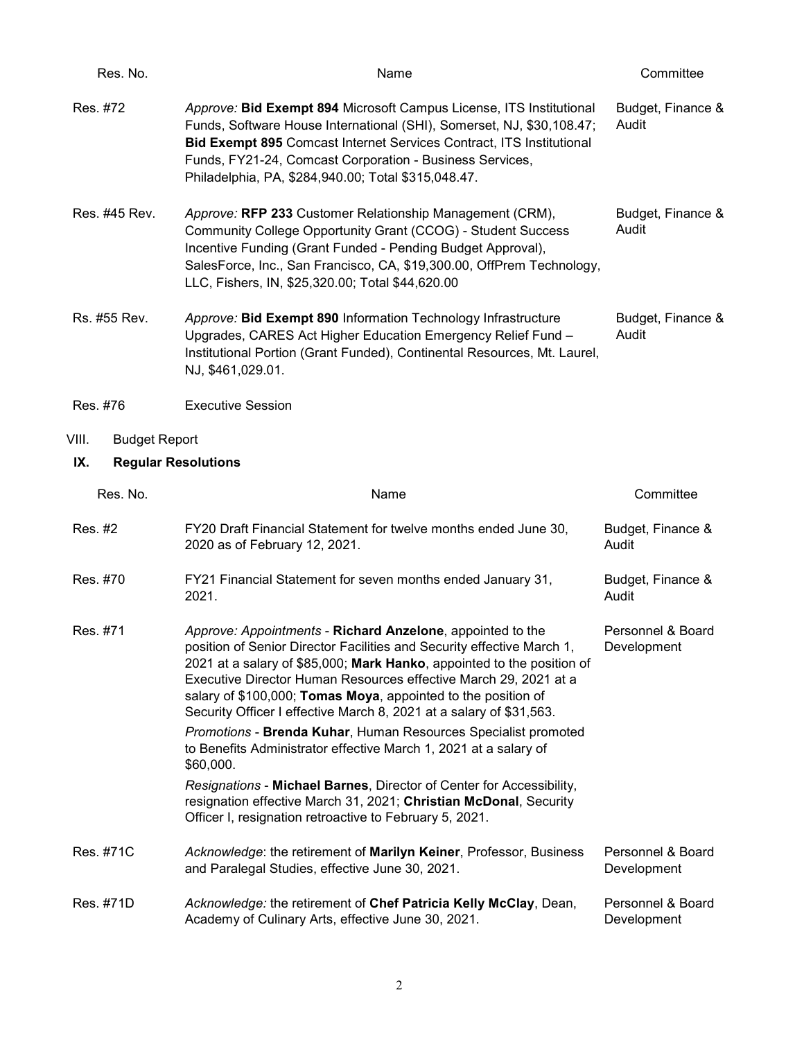| Res. No. | Name | Committee |
|---|---|---|
| Res. #72 | *Approve:* **Bid Exempt 894** Microsoft Campus License, ITS Institutional Funds, Software House International (SHI), Somerset, NJ, $30,108.47; **Bid Exempt 895** Comcast Internet Services Contract, ITS Institutional Funds, FY21-24, Comcast Corporation - Business Services, Philadelphia, PA, $284,940.00; Total $315,048.47. | Budget, Finance & Audit |
| Res. #45 Rev. | *Approve:* **RFP 233** Customer Relationship Management (CRM), Community College Opportunity Grant (CCOG) - Student Success Incentive Funding (Grant Funded - Pending Budget Approval), SalesForce, Inc., San Francisco, CA, $19,300.00, OffPrem Technology, LLC, Fishers, IN, $25,320.00; Total $44,620.00 | Budget, Finance & Audit |
| Rs. #55 Rev. | *Approve:* **Bid Exempt 890** Information Technology Infrastructure Upgrades, CARES Act Higher Education Emergency Relief Fund – Institutional Portion (Grant Funded), Continental Resources, Mt. Laurel, NJ, $461,029.01. | Budget, Finance & Audit |
| Res. #76 | Executive Session | |

VIII. Budget Report

## IX. Regular Resolutions

| Res. No. | Name | Committee |
|---|---|---|
| Res. #2 | FY20 Draft Financial Statement for twelve months ended June 30, 2020 as of February 12, 2021. | Budget, Finance & Audit |
| Res. #70 | FY21 Financial Statement for seven months ended January 31, 2021. | Budget, Finance & Audit |
| Res. #71 | *Approve: Appointments* - **Richard Anzelone**, appointed to the position of Senior Director Facilities and Security effective March 1, 2021 at a salary of $85,000; **Mark Hanko**, appointed to the position of Executive Director Human Resources effective March 29, 2021 at a salary of $100,000; **Tomas Moya**, appointed to the position of Security Officer I effective March 8, 2021 at a salary of $31,563.<br>*Promotions* - **Brenda Kuhar**, Human Resources Specialist promoted to Benefits Administrator effective March 1, 2021 at a salary of $60,000.<br>*Resignations* - **Michael Barnes**, Director of Center for Accessibility, resignation effective March 31, 2021; **Christian McDonal**, Security Officer I, resignation retroactive to February 5, 2021. | Personnel & Board Development |
| Res. #71C | *Acknowledge*: the retirement of **Marilyn Keiner**, Professor, Business and Paralegal Studies, effective June 30, 2021. | Personnel & Board Development |
| Res. #71D | *Acknowledge:* the retirement of **Chef Patricia Kelly McClay**, Dean, Academy of Culinary Arts, effective June 30, 2021. | Personnel & Board Development |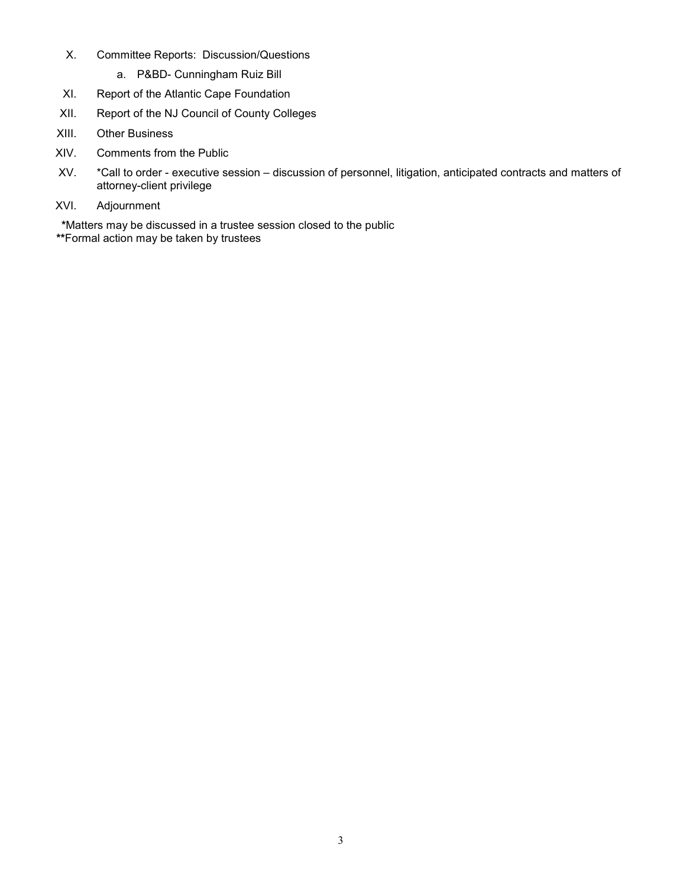X. Committee Reports: Discussion/Questions
   a. P&BD- Cunningham Ruiz Bill

XI. Report of the Atlantic Cape Foundation

XII. Report of the NJ Council of County Colleges

XIII. Other Business

XIV. Comments from the Public

XV. *Call to order - executive session – discussion of personnel, litigation, anticipated contracts and matters of attorney-client privilege

XVI. Adjournment

**\***Matters may be discussed in a trustee session closed to the public
**\*\***Formal action may be taken by trustees